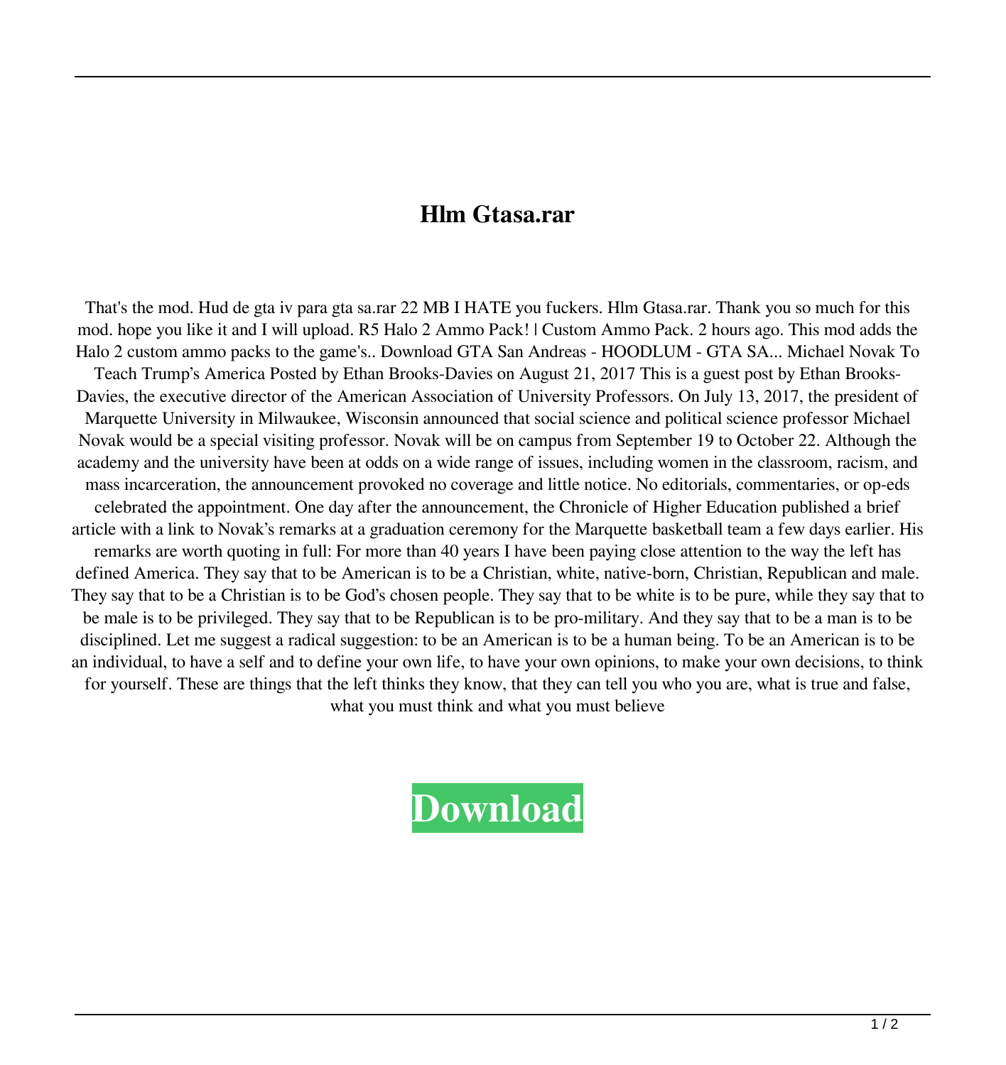# Hlm Gtasa.rar

That's the mod. Hud de gta iv para gta sa.rar 22 MB I HATE you fuckers. Hlm Gtasa.rar. Thank you so much for this mod. hope you like it and I will upload. R5 Halo 2 Ammo Pack! | Custom Ammo Pack. 2 hours ago. This mod adds the Halo 2 custom ammo packs to the game's.. Download GTA San Andreas - HOODLUM - GTA SA... Michael Novak To Teach Trump's America Posted by Ethan Brooks-Davies on August 21, 2017 This is a guest post by Ethan Brooks-Davies, the executive director of the American Association of University Professors. On July 13, 2017, the president of Marquette University in Milwaukee, Wisconsin announced that social science and political science professor Michael Novak would be a special visiting professor. Novak will be on campus from September 19 to October 22. Although the academy and the university have been at odds on a wide range of issues, including women in the classroom, racism, and mass incarceration, the announcement provoked no coverage and little notice. No editorials, commentaries, or op-eds celebrated the appointment. One day after the announcement, the Chronicle of Higher Education published a brief article with a link to Novak's remarks at a graduation ceremony for the Marquette basketball team a few days earlier. His remarks are worth quoting in full: For more than 40 years I have been paying close attention to the way the left has defined America. They say that to be American is to be a Christian, white, native-born, Christian, Republican and male. They say that to be a Christian is to be God's chosen people. They say that to be white is to be pure, while they say that to be male is to be privileged. They say that to be Republican is to be pro-military. And they say that to be a man is to be disciplined. Let me suggest a radical suggestion: to be an American is to be a human being. To be an American is to be an individual, to have a self and to define your own life, to have your own opinions, to make your own decisions, to think for yourself. These are things that the left thinks they know, that they can tell you who you are, what is true and false, what you must think and what you must believe

**Download**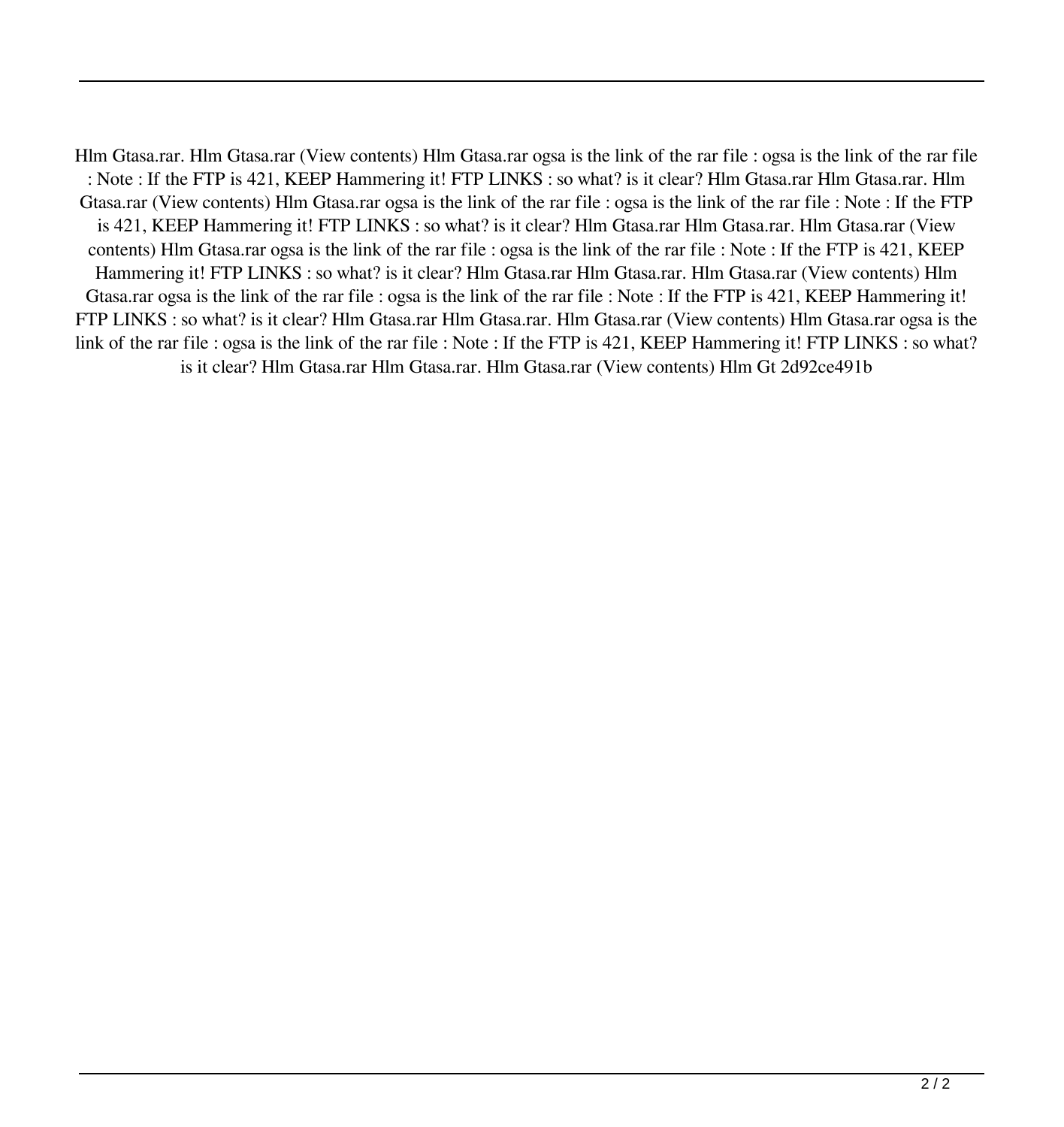Hlm Gtasa.rar. Hlm Gtasa.rar (View contents) Hlm Gtasa.rar ogsa is the link of the rar file : ogsa is the link of the rar file : Note : If the FTP is 421, KEEP Hammering it! FTP LINKS : so what? is it clear? Hlm Gtasa.rar Hlm Gtasa.rar. Hlm Gtasa.rar (View contents) Hlm Gtasa.rar ogsa is the link of the rar file : ogsa is the link of the rar file : Note : If the FTP is 421, KEEP Hammering it! FTP LINKS : so what? is it clear? Hlm Gtasa.rar Hlm Gtasa.rar. Hlm Gtasa.rar (View contents) Hlm Gtasa.rar ogsa is the link of the rar file : ogsa is the link of the rar file : Note : If the FTP is 421, KEEP Hammering it! FTP LINKS : so what? is it clear? Hlm Gtasa.rar Hlm Gtasa.rar. Hlm Gtasa.rar (View contents) Hlm Gtasa.rar ogsa is the link of the rar file : ogsa is the link of the rar file : Note : If the FTP is 421, KEEP Hammering it! FTP LINKS : so what? is it clear? Hlm Gtasa.rar Hlm Gtasa.rar. Hlm Gtasa.rar (View contents) Hlm Gtasa.rar ogsa is the link of the rar file : ogsa is the link of the rar file : Note : If the FTP is 421, KEEP Hammering it! FTP LINKS : so what? is it clear? Hlm Gtasa.rar Hlm Gtasa.rar. Hlm Gtasa.rar (View contents) Hlm Gt 2d92ce491b